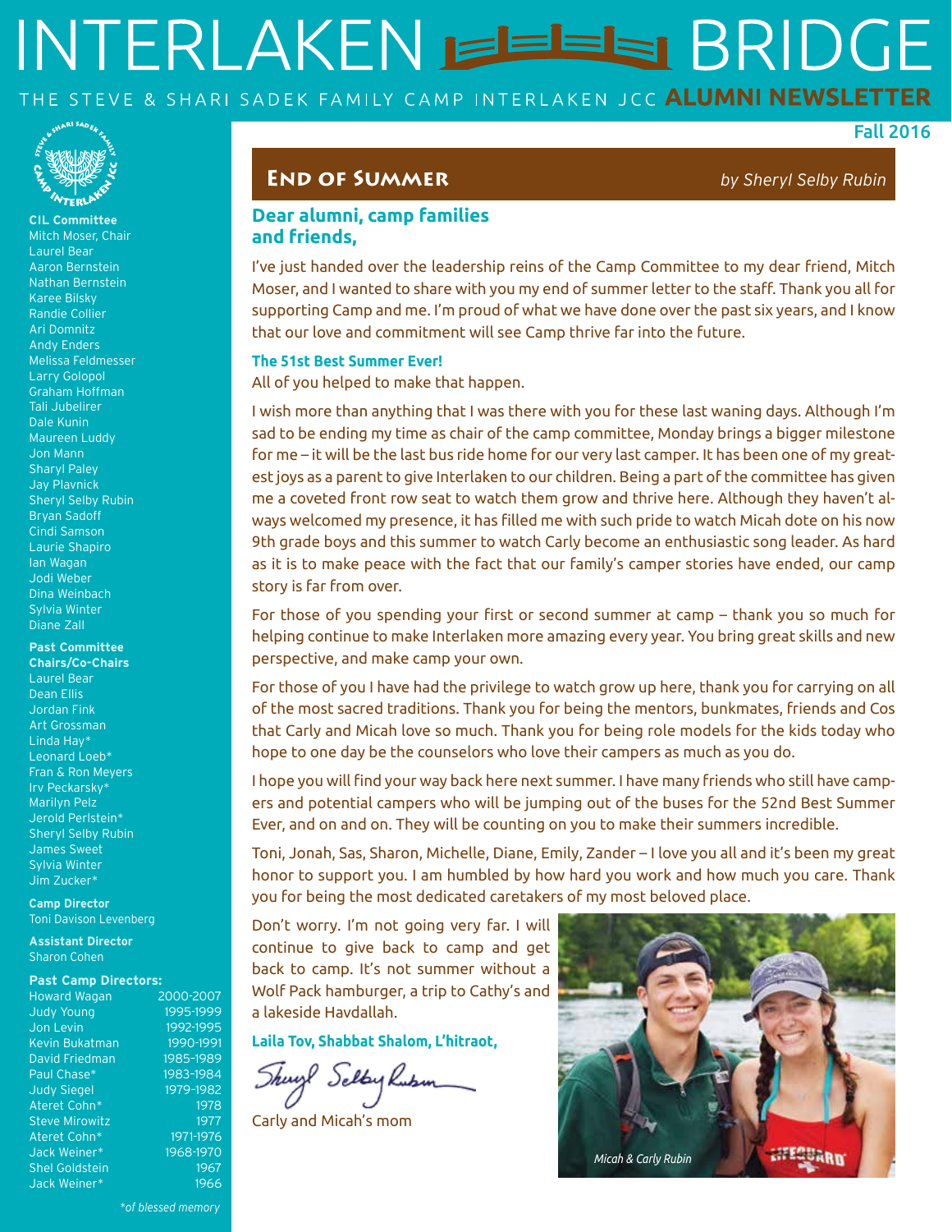# INTERLAKEN BRIDGE

THE STEVE & SHARI SADEK FAMILY CAMP INTERLAKEN JCC **ALUMNI NEWSLETTER**

Fall 2016

**CIL Committee**
Mitch Moser, Chair
Laurel Bear
Aaron Bernstein
Nathan Bernstein
Karee Bilsky
Randie Collier
Ari Domnitz
Andy Enders
Melissa Feldmesser
Larry Golopol
Graham Hoffman
Tali Jubelirer
Dale Kunin
Maureen Luddy
Jon Mann
Sharyl Paley
Jay Plavnick
Sheryl Selby Rubin
Bryan Sadoff
Cindi Samson
Laurie Shapiro
Ian Wagan
Jodi Weber
Dina Weinbach
Sylvia Winter
Diane Zall

**Past Committee Chairs/Co-Chairs**
Laurel Bear
Dean Ellis
Jordan Fink
Art Grossman
Linda Hay*
Leonard Loeb*
Fran & Ron Meyers
Irv Peckarsky*
Marilyn Pelz
Jerold Perlstein*
Sheryl Selby Rubin
James Sweet
Sylvia Winter
Jim Zucker*

**Camp Director**
Toni Davison Levenberg

**Assistant Director**
Sharon Cohen

**Past Camp Directors:**

| | |
|---|---|
| Howard Wagan | 2000-2007 |
| Judy Young | 1995-1999 |
| Jon Levin | 1992-1995 |
| Kevin Bukatman | 1990-1991 |
| David Friedman | 1985-1989 |
| Paul Chase* | 1983-1984 |
| Judy Siegel | 1979-1982 |
| Ateret Cohn* | 1978 |
| Steve Mirowitz | 1977 |
| Ateret Cohn* | 1971-1976 |
| Jack Weiner* | 1968-1970 |
| Shel Goldstein | 1967 |
| Jack Weiner* | 1966 |

*of blessed memory

## End of Summer

*by Sheryl Selby Rubin*

### Dear alumni, camp families and friends,

I've just handed over the leadership reins of the Camp Committee to my dear friend, Mitch Moser, and I wanted to share with you my end of summer letter to the staff. Thank you all for supporting Camp and me. I'm proud of what we have done over the past six years, and I know that our love and commitment will see Camp thrive far into the future.

**The 51st Best Summer Ever!**
All of you helped to make that happen.

I wish more than anything that I was there with you for these last waning days. Although I'm sad to be ending my time as chair of the camp committee, Monday brings a bigger milestone for me – it will be the last bus ride home for our very last camper. It has been one of my greatest joys as a parent to give Interlaken to our children. Being a part of the committee has given me a coveted front row seat to watch them grow and thrive here. Although they haven't always welcomed my presence, it has filled me with such pride to watch Micah dote on his now 9th grade boys and this summer to watch Carly become an enthusiastic song leader. As hard as it is to make peace with the fact that our family's camper stories have ended, our camp story is far from over.

For those of you spending your first or second summer at camp – thank you so much for helping continue to make Interlaken more amazing every year. You bring great skills and new perspective, and make camp your own.

For those of you I have had the privilege to watch grow up here, thank you for carrying on all of the most sacred traditions. Thank you for being the mentors, bunkmates, friends and Cos that Carly and Micah love so much. Thank you for being role models for the kids today who hope to one day be the counselors who love their campers as much as you do.

I hope you will find your way back here next summer. I have many friends who still have campers and potential campers who will be jumping out of the buses for the 52nd Best Summer Ever, and on and on. They will be counting on you to make their summers incredible.

Toni, Jonah, Sas, Sharon, Michelle, Diane, Emily, Zander – I love you all and it's been my great honor to support you. I am humbled by how hard you work and how much you care. Thank you for being the most dedicated caretakers of my most beloved place.

Don't worry. I'm not going very far. I will continue to give back to camp and get back to camp. It's not summer without a Wolf Pack hamburger, a trip to Cathy's and a lakeside Havdallah.

**Laila Tov, Shabbat Shalom, L'hitraot,**

Sheryl Selby Rubin

Carly and Micah's mom

*Micah & Carly Rubin*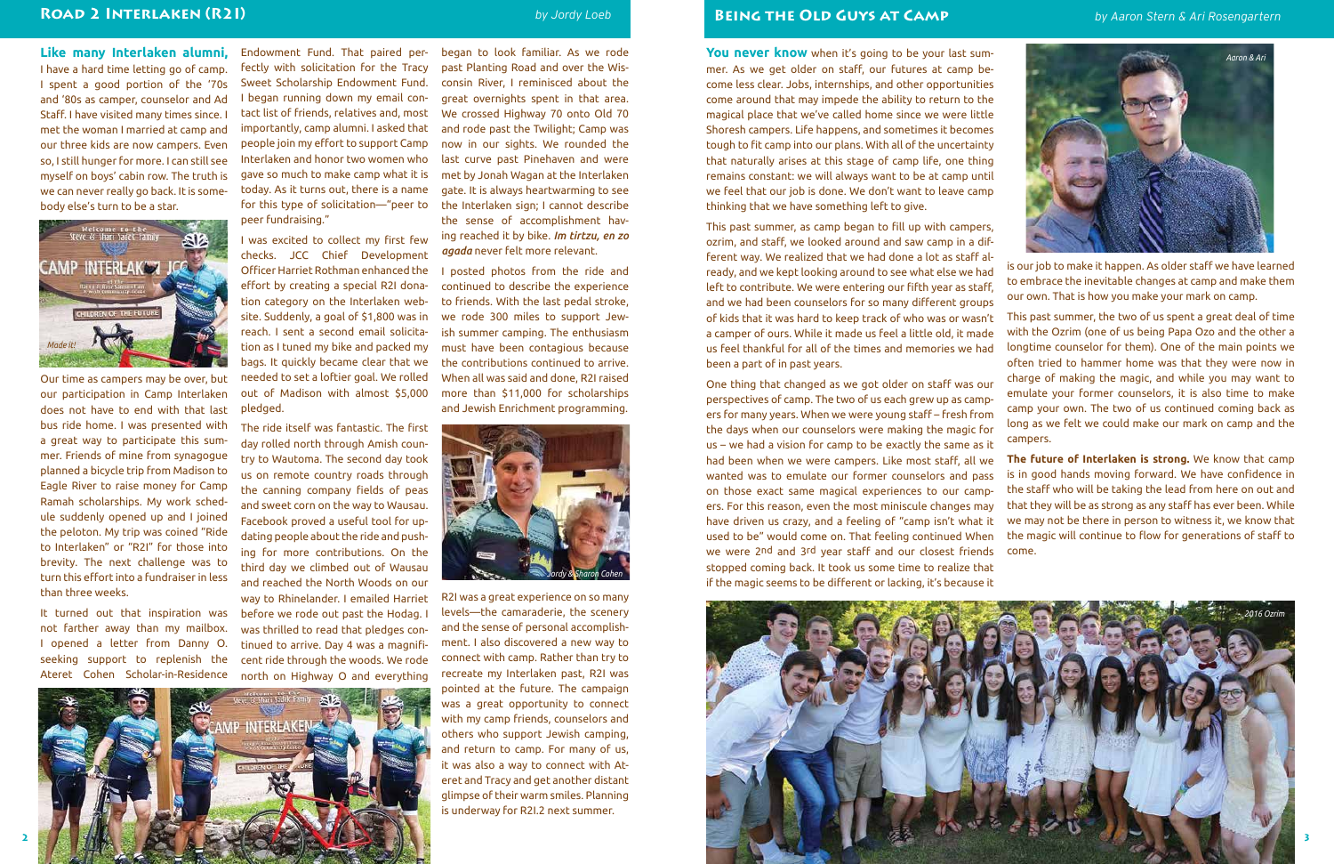## Road 2 Interlaken (R2I)

*by Jordy Loeb*

**Like many Interlaken alumni,** I have a hard time letting go of camp. I spent a good portion of the '70s and '80s as camper, counselor and Ad Staff. I have visited many times since. I met the woman I married at camp and our three kids are now campers. Even so, I still hunger for more. I can still see myself on boys' cabin row. The truth is we can never really go back. It is somebody else's turn to be a star.

*Made it!*

Our time as campers may be over, but our participation in Camp Interlaken does not have to end with that last bus ride home. I was presented with a great way to participate this summer. Friends of mine from synagogue planned a bicycle trip from Madison to Eagle River to raise money for Camp Ramah scholarships. My work schedule suddenly opened up and I joined the peloton. My trip was coined "Ride to Interlaken" or "R2I" for those into brevity. The next challenge was to turn this effort into a fundraiser in less than three weeks.

It turned out that inspiration was not farther away than my mailbox. I opened a letter from Danny O. seeking support to replenish the Ateret Cohen Scholar-in-Residence Endowment Fund. That paired perfectly with solicitation for the Tracy Sweet Scholarship Endowment Fund. I began running down my email contact list of friends, relatives and, most importantly, camp alumni. I asked that people join my effort to support Camp Interlaken and honor two women who gave so much to make camp what it is today. As it turns out, there is a name for this type of solicitation—"peer to peer fundraising."

I was excited to collect my first few checks. JCC Chief Development Officer Harriet Rothman enhanced the effort by creating a special R2I donation category on the Interlaken website. Suddenly, a goal of $1,800 was in reach. I sent a second email solicitation as I tuned my bike and packed my bags. It quickly became clear that we needed to set a loftier goal. We rolled out of Madison with almost $5,000 pledged.

The ride itself was fantastic. The first day rolled north through Amish country to Wautoma. The second day took us on remote country roads through the canning company fields of peas and sweet corn on the way to Wausau. Facebook proved a useful tool for updating people about the ride and pushing for more contributions. On the third day we climbed out of Wausau and reached the North Woods on our way to Rhinelander. I emailed Harriet before we rode out past the Hodag. I was thrilled to read that pledges continued to arrive. Day 4 was a magnificent ride through the woods. We rode north on Highway O and everything began to look familiar. As we rode past Planting Road and over the Wisconsin River, I reminisced about the great overnights spent in that area. We crossed Highway 70 onto Old 70 and rode past the Twilight; Camp was now in our sights. We rounded the last curve past Pinehaven and were met by Jonah Wagan at the Interlaken gate. It is always heartwarming to see the Interlaken sign; I cannot describe the sense of accomplishment having reached it by bike. ***Im tirtzu, en zo agada*** never felt more relevant.

I posted photos from the ride and continued to describe the experience to friends. With the last pedal stroke, we rode 300 miles to support Jewish summer camping. The enthusiasm must have been contagious because the contributions continued to arrive. When all was said and done, R2I raised more than $11,000 for scholarships and Jewish Enrichment programming.

*Jordy & Sharon Cohen*

R2I was a great experience on so many levels—the camaraderie, the scenery and the sense of personal accomplishment. I also discovered a new way to connect with camp. Rather than try to recreate my Interlaken past, R2I was pointed at the future. The campaign was a great opportunity to connect with my camp friends, counselors and others who support Jewish camping, and return to camp. For many of us, it was also a way to connect with Ateret and Tracy and get another distant glimpse of their warm smiles. Planning is underway for R2I.2 next summer.

## Being the Old Guys at Camp

*by Aaron Stern & Ari Rosengartern*

**You never know** when it's going to be your last summer. As we get older on staff, our futures at camp become less clear. Jobs, internships, and other opportunities come around that may impede the ability to return to the magical place that we've called home since we were little Shoresh campers. Life happens, and sometimes it becomes tough to fit camp into our plans. With all of the uncertainty that naturally arises at this stage of camp life, one thing remains constant: we will always want to be at camp until we feel that our job is done. We don't want to leave camp thinking that we have something left to give.

*Aaron & Ari*

This past summer, as camp began to fill up with campers, ozrim, and staff, we looked around and saw camp in a different way. We realized that we had done a lot as staff already, and we kept looking around to see what else we had left to contribute. We were entering our fifth year as staff, and we had been counselors for so many different groups of kids that it was hard to keep track of who was or wasn't a camper of ours. While it made us feel a little old, it made us feel thankful for all of the times and memories we had been a part of in past years.

One thing that changed as we got older on staff was our perspectives of camp. The two of us each grew up as campers for many years. When we were young staff – fresh from the days when our counselors were making the magic for us – we had a vision for camp to be exactly the same as it had been when we were campers. Like most staff, all we wanted was to emulate our former counselors and pass on those exact same magical experiences to our campers. For this reason, even the most miniscule changes may have driven us crazy, and a feeling of "camp isn't what it used to be" would come on. That feeling continued when we were 2nd and 3rd year staff and our closest friends stopped coming back. It took us some time to realize that if the magic seems to be different or lacking, it's because it is our job to make it happen. As older staff we have learned to embrace the inevitable changes at camp and make them our own. That is how you make your mark on camp.

This past summer, the two of us spent a great deal of time with the Ozrim (one of us being Papa Ozo and the other a longtime counselor for them). One of the main points we often tried to hammer home was that they were now in charge of making the magic, and while you may want to emulate your former counselors, it is also time to make camp your own. The two of us continued coming back as long as we felt we could make our mark on camp and the campers.

**The future of Interlaken is strong.** We know that camp is in good hands moving forward. We have confidence in the staff who will be taking the lead from here on out and that they will be as strong as any staff has ever been. While we may not be there in person to witness it, we know that the magic will continue to flow for generations of staff to come.

*2016 Ozrim*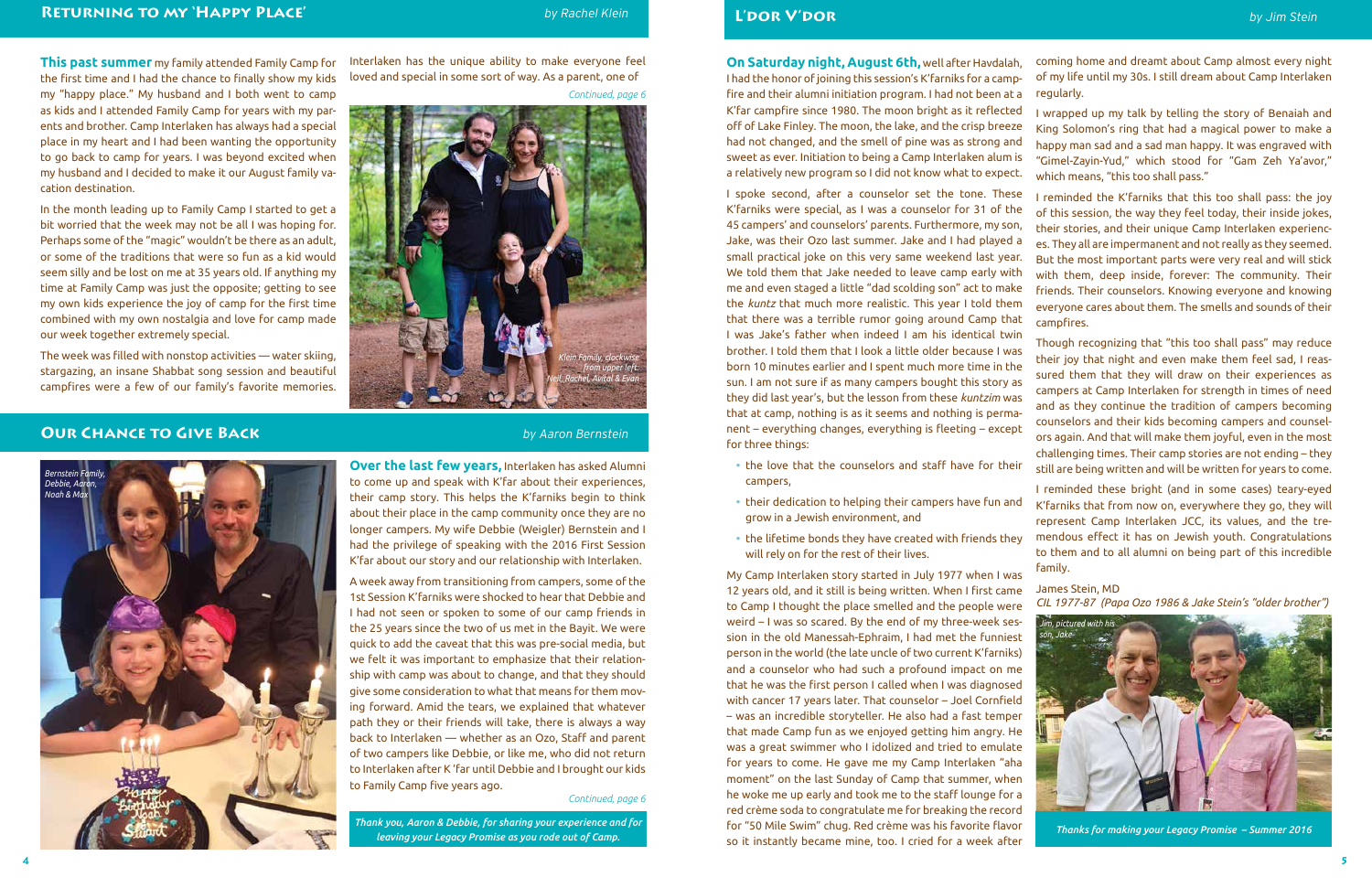## Returning to my 'Happy Place'

*by Rachel Klein*

**This past summer** my family attended Family Camp for the first time and I had the chance to finally show my kids my "happy place." My husband and I both went to camp as kids and I attended Family Camp for years with my parents and brother. Camp Interlaken has always had a special place in my heart and I had been wanting the opportunity to go back to camp for years. I was beyond excited when my husband and I decided to make it our August family vacation destination.

In the month leading up to Family Camp I started to get a bit worried that the week may not be all I was hoping for. Perhaps some of the "magic" wouldn't be there as an adult, or some of the traditions that were so fun as a kid would seem silly and be lost on me at 35 years old. If anything my time at Family Camp was just the opposite; getting to see my own kids experience the joy of camp for the first time combined with my own nostalgia and love for camp made our week together extremely special.

The week was filled with nonstop activities — water skiing, stargazing, an insane Shabbat song session and beautiful campfires were a few of our family's favorite memories. Interlaken has the unique ability to make everyone feel loved and special in some sort of way. As a parent, one of

*Continued, page 6*

*Klein Family, clockwise from upper left: Neil, Rachel, Avital & Evan*

## Our Chance to Give Back

*by Aaron Bernstein*

*Bernstein Family, Debbie, Aaron, Noah & Max*

**Over the last few years,** Interlaken has asked Alumni to come up and speak with K'far about their experiences, their camp story. This helps the K'farniks begin to think about their place in the camp community once they are no longer campers. My wife Debbie (Weigler) Bernstein and I had the privilege of speaking with the 2016 First Session K'far about our story and our relationship with Interlaken.

A week away from transitioning from campers, some of the 1st Session K'farniks were shocked to hear that Debbie and I had not seen or spoken to some of our camp friends in the 25 years since the two of us met in the Bayit. We were quick to add the caveat that this was pre-social media, but we felt it was important to emphasize that their relationship with camp was about to change, and that they should give some consideration to what that means for them moving forward. Amid the tears, we explained that whatever path they or their friends will take, there is always a way back to Interlaken — whether as an Ozo, Staff and parent of two campers like Debbie, or like me, who did not return to Interlaken after K 'far until Debbie and I brought our kids to Family Camp five years ago.

*Continued, page 6*

*Thank you, Aaron & Debbie, for sharing your experience and for leaving your Legacy Promise as you rode out of Camp.*

## L'dor V'dor

*by Jim Stein*

**On Saturday night, August 6th,** well after Havdalah, I had the honor of joining this session's K'farniks for a campfire and their alumni initiation program. I had not been at a K'far campfire since 1980. The moon bright as it reflected off of Lake Finley. The moon, the lake, and the crisp breeze had not changed, and the smell of pine was as strong and sweet as ever. Initiation to being a Camp Interlaken alum is a relatively new program so I did not know what to expect.

I spoke second, after a counselor set the tone. These K'farniks were special, as I was a counselor for 31 of the 45 campers' and counselors' parents. Furthermore, my son, Jake, was their Ozo last summer. Jake and I had played a small practical joke on this very same weekend last year. We told them that Jake needed to leave camp early with me and even staged a little "dad scolding son" act to make the *kuntz* that much more realistic. This year I told them that there was a terrible rumor going around Camp that I was Jake's father when indeed I am his identical twin brother. I told them that I look a little older because I was born 10 minutes earlier and I spent much more time in the sun. I am not sure if as many campers bought this story as they did last year's, but the lesson from these *kuntzim* was that at camp, nothing is as it seems and nothing is permanent – everything changes, everything is fleeting – except for three things:

- the love that the counselors and staff have for their campers,
- their dedication to helping their campers have fun and grow in a Jewish environment, and
- the lifetime bonds they have created with friends they will rely on for the rest of their lives.

My Camp Interlaken story started in July 1977 when I was 12 years old, and it still is being written. When I first came to Camp I thought the place smelled and the people were weird – I was so scared. By the end of my three-week session in the old Manessah-Ephraim, I had met the funniest person in the world (the late uncle of two current K'farniks) and a counselor who had such a profound impact on me that he was the first person I called when I was diagnosed with cancer 17 years later. That counselor – Joel Cornfield – was an incredible storyteller. He also had a fast temper that made Camp fun as we enjoyed getting him angry. He was a great swimmer who I idolized and tried to emulate for years to come. He gave me my Camp Interlaken "aha moment" on the last Sunday of Camp that summer, when he woke me up early and took me to the staff lounge for a red crème soda to congratulate me for breaking the record for "50 Mile Swim" chug. Red crème was his favorite flavor so it instantly became mine, too. I cried for a week after coming home and dreamt about Camp almost every night of my life until my 30s. I still dream about Camp Interlaken regularly.

I wrapped up my talk by telling the story of Benaiah and King Solomon's ring that had a magical power to make a happy man sad and a sad man happy. It was engraved with "Gimel-Zayin-Yud," which stand for "Gam Zeh Ya'avor," which means, "this too shall pass."

I reminded the K'farniks that this too shall pass: the joy of this session, the way they feel today, their inside jokes, their stories, and their unique Camp Interlaken experiences. They all are impermanent and not really as they seemed. But the most important parts were very real and will stick with them, deep inside, forever: The community. Their friends. Their counselors. Knowing everyone and knowing everyone cares about them. The smells and sounds of their campfires.

Though recognizing that "this too shall pass" may reduce their joy that night and even make them feel sad, I reassured them that they will draw on their experiences as campers at Camp Interlaken for strength in times of need and as they continue the tradition of campers becoming counselors and their kids becoming campers and counselors again. And that will make them joyful, even in the most challenging times. Their camp stories are not ending – they still are being written and will be written for years to come.

I reminded these bright (and in some cases) teary-eyed K'farniks that from now on, everywhere they go, they will represent Camp Interlaken JCC, its values, and the tremendous effect it has on Jewish youth. Congratulations to them and to all alumni on being part of this incredible family.

James Stein, MD
*CIL 1977-87 (Papa Ozo 1986 & Jake Stein's "older brother")*

*Jim, pictured with his son, Jake*

*Thanks for making your Legacy Promise – Summer 2016*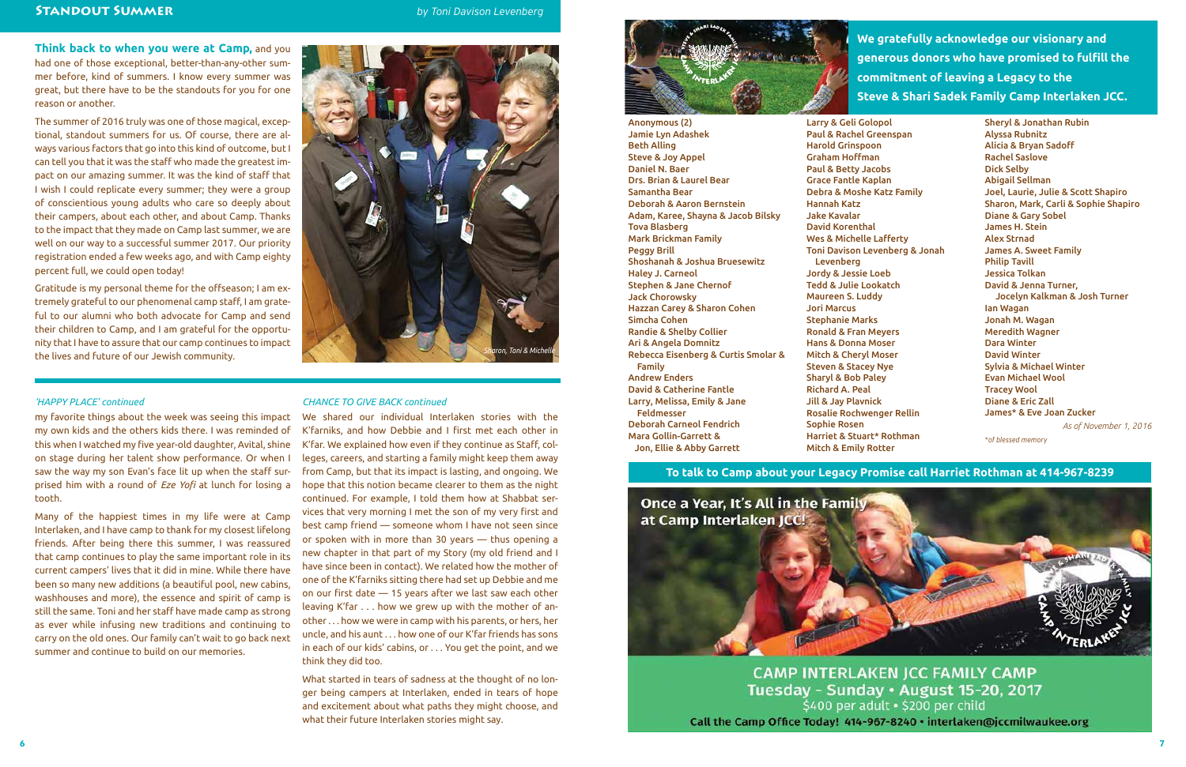## Standout Summer

*by Toni Davison Levenberg*

**Think back to when you were at Camp,** and you had one of those exceptional, better-than-any-other summer before, kind of summers. I know every summer was great, but there have to be the standouts for you for one reason or another.

The summer of 2016 truly was one of those magical, exceptional, standout summers for us. Of course, there are always various factors that go into this kind of outcome, but I can tell you that it was the staff who made the greatest impact on our amazing summer. It was the kind of staff that I wish I could replicate every summer; they were a group of conscientious young adults who care so deeply about their campers, about each other, and about Camp. Thanks to the impact that they made on Camp last summer, we are well on our way to a successful summer 2017. Our priority registration ended a few weeks ago, and with Camp eighty percent full, we could open today!

Gratitude is my personal theme for the offseason; I am extremely grateful to our phenomenal camp staff, I am grateful to our alumni who both advocate for Camp and send their children to Camp, and I am grateful for the opportunity that I have to assure that our camp continues to impact the lives and future of our Jewish community.

*Sharon, Toni & Michelle*

*'HAPPY PLACE' continued*

my favorite things about the week was seeing this impact my own kids and the others kids there. I was reminded of this when I watched my five year-old daughter, Avital, shine on stage during her talent show performance. Or when I saw the way my son Evan's face lit up when the staff surprised him with a round of *Eze Yofi* at lunch for losing a tooth.

Many of the happiest times in my life were at Camp Interlaken, and I have camp to thank for my closest lifelong friends. After being there this summer, I was reassured that camp continues to play the same important role in its current campers' lives that it did in mine. While there have been so many new additions (a beautiful pool, new cabins, washhouses and more), the essence and spirit of camp is still the same. Toni and her staff have made camp as strong as ever while infusing new traditions and continuing to carry on the old ones. Our family can't wait to go back next summer and continue to build on our memories.

*CHANCE TO GIVE BACK continued*

We shared our individual Interlaken stories with the K'farniks, and how Debbie and I first met each other in K'far. We explained how even if they continue as Staff, colleges, careers, and starting a family might keep them away from Camp, but that its impact is lasting, and ongoing. We hope that this notion became clearer to them as the night continued. For example, I told them how at Shabbat services that very morning I met the son of my very first and best camp friend — someone whom I have not seen since or spoken with in more than 30 years — thus opening a new chapter in that part of my Story (my old friend and I have since been in contact). We related how the mother of one of the K'farniks sitting there had set up Debbie and me on our first date — 15 years after we last saw each other leaving K'far . . . how we grew up with the mother of another . . . how we were in camp with his parents, or hers, her uncle, and his aunt . . . how one of our K'far friends has sons in each of our kids' cabins, or . . . You get the point, and we think they did too.

What started in tears of sadness at the thought of no longer being campers at Interlaken, ended in tears of hope and excitement about what paths they might choose, and what their future Interlaken stories might say.

**We gratefully acknowledge our visionary and generous donors who have promised to fulfill the commitment of leaving a Legacy to the Steve & Shari Sadek Family Camp Interlaken JCC.**

Anonymous (2)
Jamie Lyn Adashek
Beth Alling
Steve & Joy Appel
Daniel N. Baer
Drs. Brian & Laurel Bear
Samantha Bear
Deborah & Aaron Bernstein
Adam, Karee, Shayna & Jacob Bilsky
Tova Blasberg
Mark Brickman Family
Peggy Brill
Shoshanah & Joshua Bruesewitz
Haley J. Carneol
Stephen & Jane Chernof
Jack Chorowsky
Hazzan Carey & Sharon Cohen
Simcha Cohen
Randie & Shelby Collier
Ari & Angela Domnitz
Rebecca Eisenberg & Curtis Smolar & Family
Andrew Enders
David & Catherine Fantle
Larry, Melissa, Emily & Jane Feldmesser
Deborah Carneol Fendrich
Mara Gollin-Garrett & Jon, Ellie & Abby Garrett
Larry & Geli Golopol
Paul & Rachel Greenspan
Harold Grinspoon
Graham Hoffman
Paul & Betty Jacobs
Grace Fantle Kaplan
Debra & Moshe Katz Family
Hannah Katz
Jake Kavalar
David Korenthal
Wes & Michelle Lafferty
Toni Davison Levenberg & Jonah Levenberg
Jordy & Jessie Loeb
Tedd & Julie Lookatch
Maureen S. Luddy
Jori Marcus
Stephanie Marks
Ronald & Fran Meyers
Hans & Donna Moser
Mitch & Cheryl Moser
Steven & Stacey Nye
Sharyl & Bob Paley
Richard A. Peal
Jill & Jay Plavnick
Rosalie Rochwenger Rellin
Sophie Rosen
Harriet & Stuart* Rothman
Mitch & Emily Rotter
Sheryl & Jonathan Rubin
Alyssa Rubnitz
Alicia & Bryan Sadoff
Rachel Saslove
Dick Selby
Abigail Sellman
Joel, Laurie, Julie & Scott Shapiro
Sharon, Mark, Carli & Sophie Shapiro
Diane & Gary Sobel
James H. Stein
Alex Strnad
James A. Sweet Family
Philip Tavill
Jessica Tolkan
David & Jenna Turner, Jocelyn Kalkman & Josh Turner
Ian Wagan
Jonah M. Wagan
Meredith Wagner
Dara Winter
David Winter
Sylvia & Michael Winter
Evan Michael Wool
Tracey Wool
Diane & Eric Zall
James* & Eve Joan Zucker

*As of November 1, 2016*

*of blessed memory

**To talk to Camp about your Legacy Promise call Harriet Rothman at 414-967-8239**

**Once a Year, It's All in the Family at Camp Interlaken JCC!**

**CAMP INTERLAKEN JCC FAMILY CAMP**
**Tuesday - Sunday • August 15-20, 2017**
$400 per adult • $200 per child
**Call the Camp Office Today! 414-967-8240 • interlaken@jccmilwaukee.org**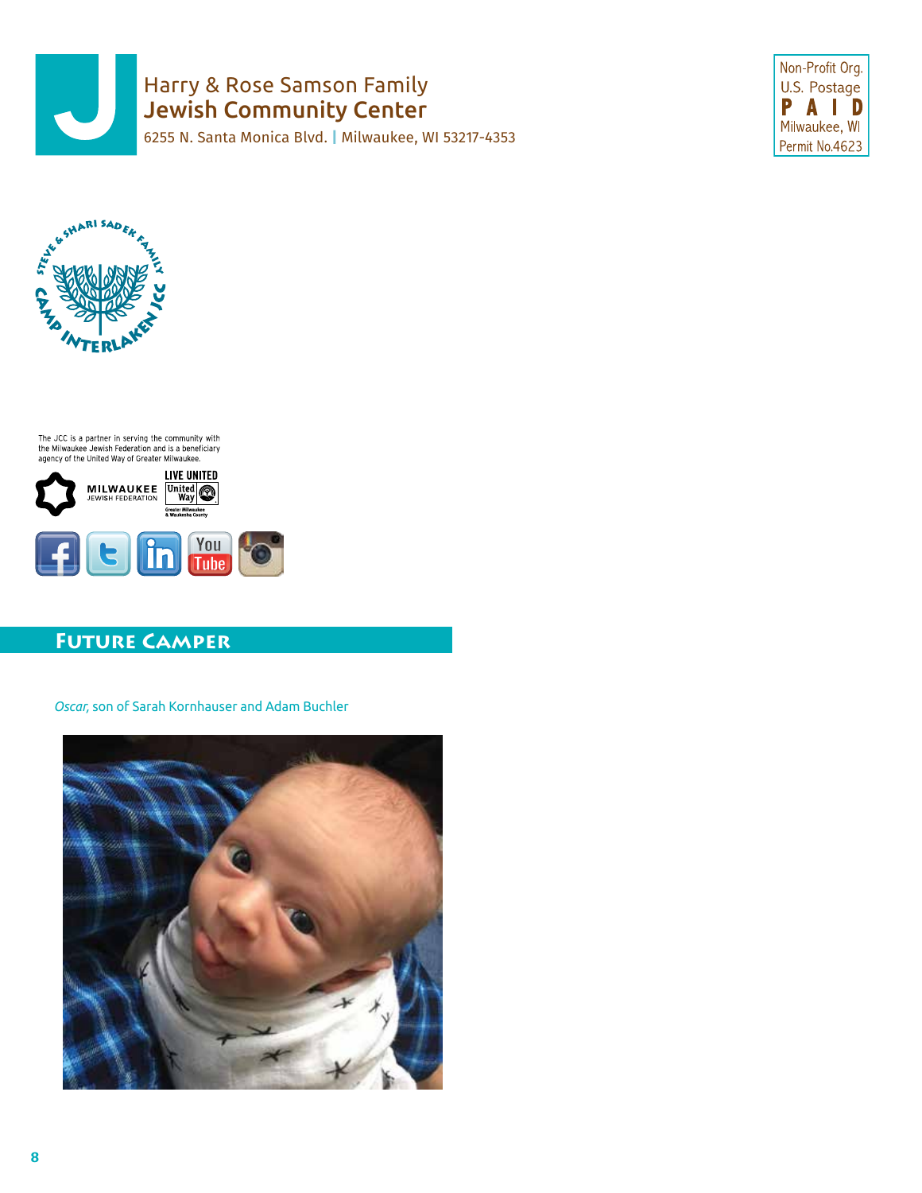Harry & Rose Samson Family
**Jewish Community Center**
6255 N. Santa Monica Blvd. | Milwaukee, WI 53217-4353

Non-Profit Org.
U.S. Postage
**P A I D**
Milwaukee, WI
Permit No.4623

STEVE & SHARI SADEK FAMILY CAMP INTERLAKEN JCC

The JCC is a partner in serving the community with the Milwaukee Jewish Federation and is a beneficiary agency of the United Way of Greater Milwaukee.

MILWAUKEE JEWISH FEDERATION

LIVE UNITED
United Way
Greater Milwaukee & Waukesha County

## Future Camper

*Oscar,* son of Sarah Kornhauser and Adam Buchler